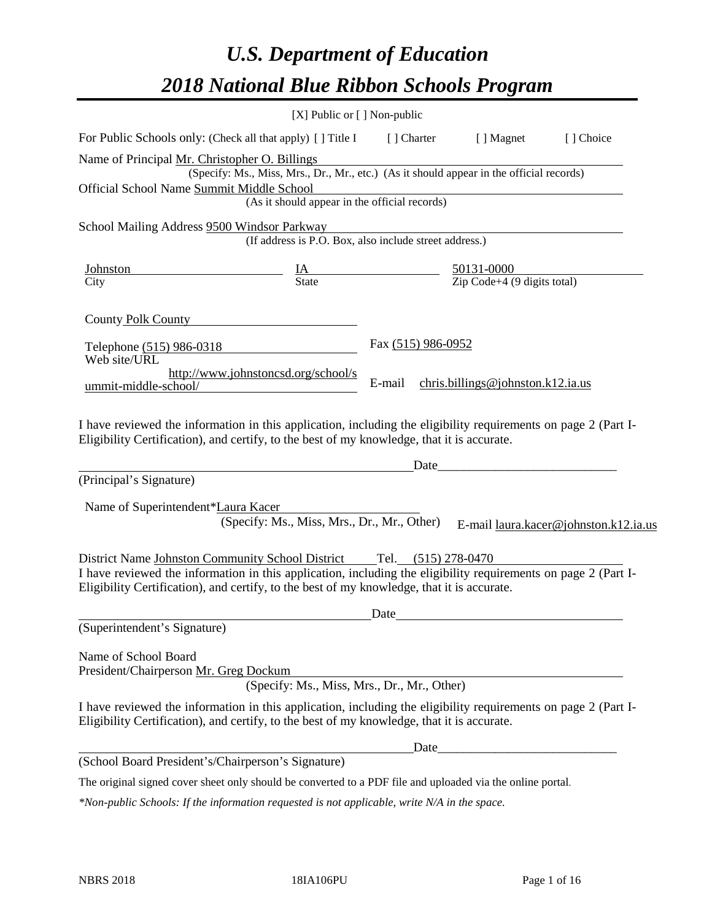# *U.S. Department of Education*

# *2018 National Blue Ribbon Schools Program*

[X] Public or [ ] Non-public

For Public Schools only: (Check all that apply) [ ] Title I [ ] Charter [ ] Magnet [ ] Choice

Name of Principal Mr. Christopher O. Billings
(Specify: Ms., Miss, Mrs., Dr., Mr., etc.) (As it should appear in the official records)

Official School Name Summit Middle School
(As it should appear in the official records)

School Mailing Address 9500 Windsor Parkway
(If address is P.O. Box, also include street address.)

| Johnston | IA | 50131-0000 |
|---|---|---|
| City | State | Zip Code+4 (9 digits total) |

County Polk County

Telephone (515) 986-0318 Fax (515) 986-0952

Web site/URL http://www.johnstoncsd.org/school/summit-middle-school/ E-mail chris.billings@johnston.k12.ia.us

I have reviewed the information in this application, including the eligibility requirements on page 2 (Part I-Eligibility Certification), and certify, to the best of my knowledge, that it is accurate.

_______________________________________ Date___________________________

(Principal's Signature)

Name of Superintendent*Laura Kacer
(Specify: Ms., Miss, Mrs., Dr., Mr., Other) E-mail laura.kacer@johnston.k12.ia.us

District Name Johnston Community School District Tel. (515) 278-0470

I have reviewed the information in this application, including the eligibility requirements on page 2 (Part I-Eligibility Certification), and certify, to the best of my knowledge, that it is accurate.

_______________________________________ Date___________________________

(Superintendent's Signature)

Name of School Board
President/Chairperson Mr. Greg Dockum
(Specify: Ms., Miss, Mrs., Dr., Mr., Other)

I have reviewed the information in this application, including the eligibility requirements on page 2 (Part I-Eligibility Certification), and certify, to the best of my knowledge, that it is accurate.

_______________________________________ Date___________________________

(School Board President's/Chairperson's Signature)

The original signed cover sheet only should be converted to a PDF file and uploaded via the online portal.

*\*Non-public Schools: If the information requested is not applicable, write N/A in the space.*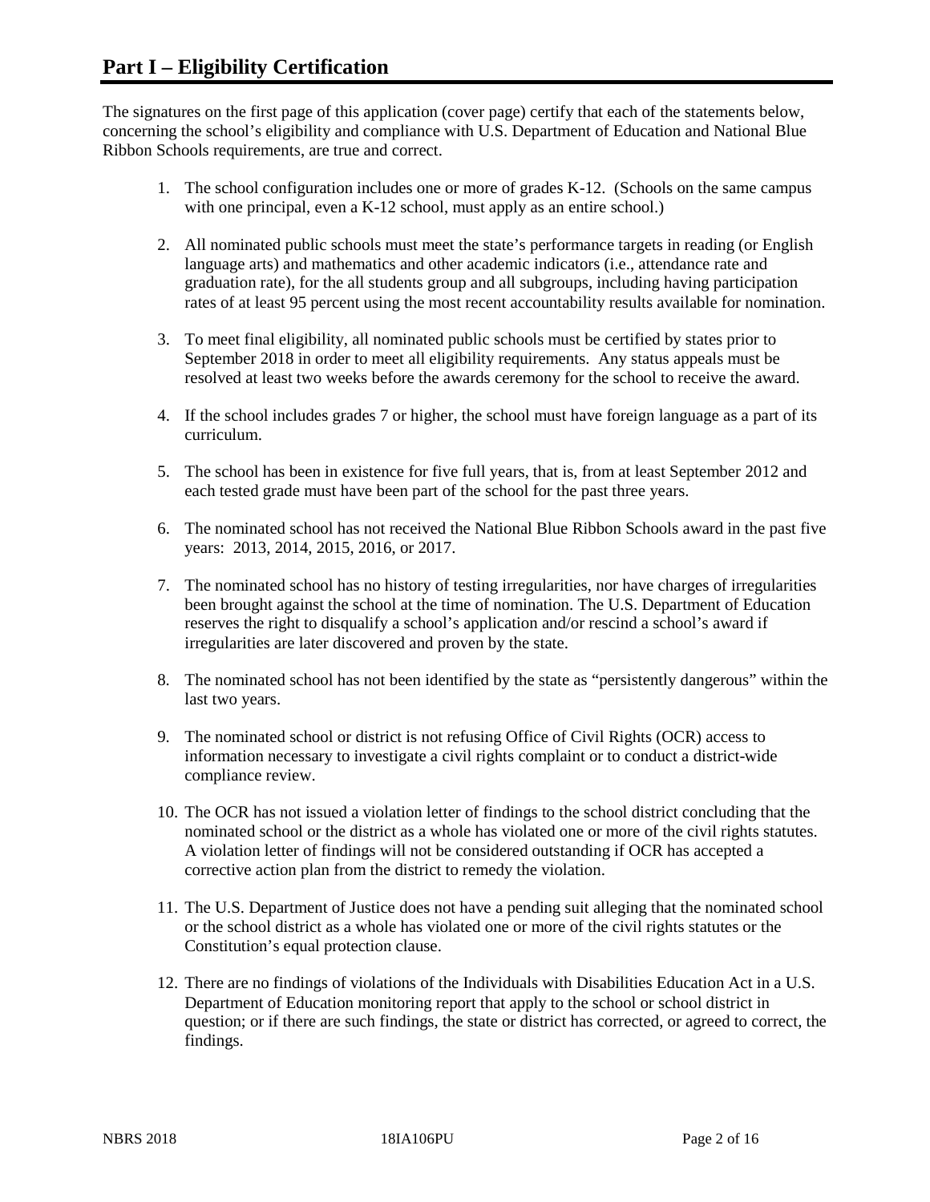# Part I – Eligibility Certification

The signatures on the first page of this application (cover page) certify that each of the statements below, concerning the school's eligibility and compliance with U.S. Department of Education and National Blue Ribbon Schools requirements, are true and correct.

1. The school configuration includes one or more of grades K-12. (Schools on the same campus with one principal, even a K-12 school, must apply as an entire school.)

2. All nominated public schools must meet the state's performance targets in reading (or English language arts) and mathematics and other academic indicators (i.e., attendance rate and graduation rate), for the all students group and all subgroups, including having participation rates of at least 95 percent using the most recent accountability results available for nomination.

3. To meet final eligibility, all nominated public schools must be certified by states prior to September 2018 in order to meet all eligibility requirements. Any status appeals must be resolved at least two weeks before the awards ceremony for the school to receive the award.

4. If the school includes grades 7 or higher, the school must have foreign language as a part of its curriculum.

5. The school has been in existence for five full years, that is, from at least September 2012 and each tested grade must have been part of the school for the past three years.

6. The nominated school has not received the National Blue Ribbon Schools award in the past five years: 2013, 2014, 2015, 2016, or 2017.

7. The nominated school has no history of testing irregularities, nor have charges of irregularities been brought against the school at the time of nomination. The U.S. Department of Education reserves the right to disqualify a school's application and/or rescind a school's award if irregularities are later discovered and proven by the state.

8. The nominated school has not been identified by the state as "persistently dangerous" within the last two years.

9. The nominated school or district is not refusing Office of Civil Rights (OCR) access to information necessary to investigate a civil rights complaint or to conduct a district-wide compliance review.

10. The OCR has not issued a violation letter of findings to the school district concluding that the nominated school or the district as a whole has violated one or more of the civil rights statutes. A violation letter of findings will not be considered outstanding if OCR has accepted a corrective action plan from the district to remedy the violation.

11. The U.S. Department of Justice does not have a pending suit alleging that the nominated school or the school district as a whole has violated one or more of the civil rights statutes or the Constitution's equal protection clause.

12. There are no findings of violations of the Individuals with Disabilities Education Act in a U.S. Department of Education monitoring report that apply to the school or school district in question; or if there are such findings, the state or district has corrected, or agreed to correct, the findings.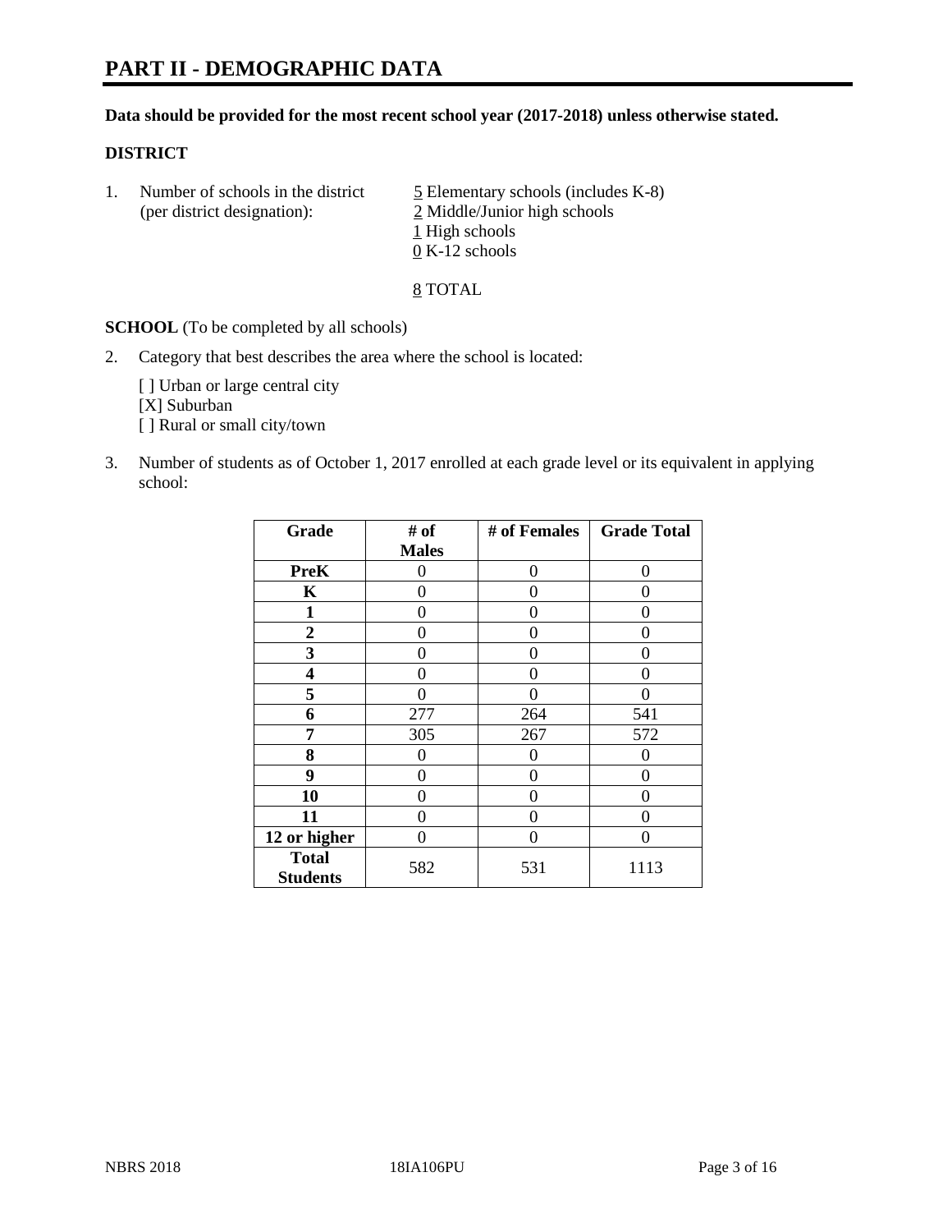# PART II - DEMOGRAPHIC DATA

**Data should be provided for the most recent school year (2017-2018) unless otherwise stated.**

**DISTRICT**

1. Number of schools in the district (per district designation):
   5 Elementary schools (includes K-8)
   2 Middle/Junior high schools
   1 High schools
   0 K-12 schools

   8 TOTAL

**SCHOOL** (To be completed by all schools)

2. Category that best describes the area where the school is located:

   [ ] Urban or large central city
   [X] Suburban
   [ ] Rural or small city/town

3. Number of students as of October 1, 2017 enrolled at each grade level or its equivalent in applying school:

| Grade | # of Males | # of Females | Grade Total |
|---|---|---|---|
| PreK | 0 | 0 | 0 |
| K | 0 | 0 | 0 |
| 1 | 0 | 0 | 0 |
| 2 | 0 | 0 | 0 |
| 3 | 0 | 0 | 0 |
| 4 | 0 | 0 | 0 |
| 5 | 0 | 0 | 0 |
| 6 | 277 | 264 | 541 |
| 7 | 305 | 267 | 572 |
| 8 | 0 | 0 | 0 |
| 9 | 0 | 0 | 0 |
| 10 | 0 | 0 | 0 |
| 11 | 0 | 0 | 0 |
| 12 or higher | 0 | 0 | 0 |
| Total Students | 582 | 531 | 1113 |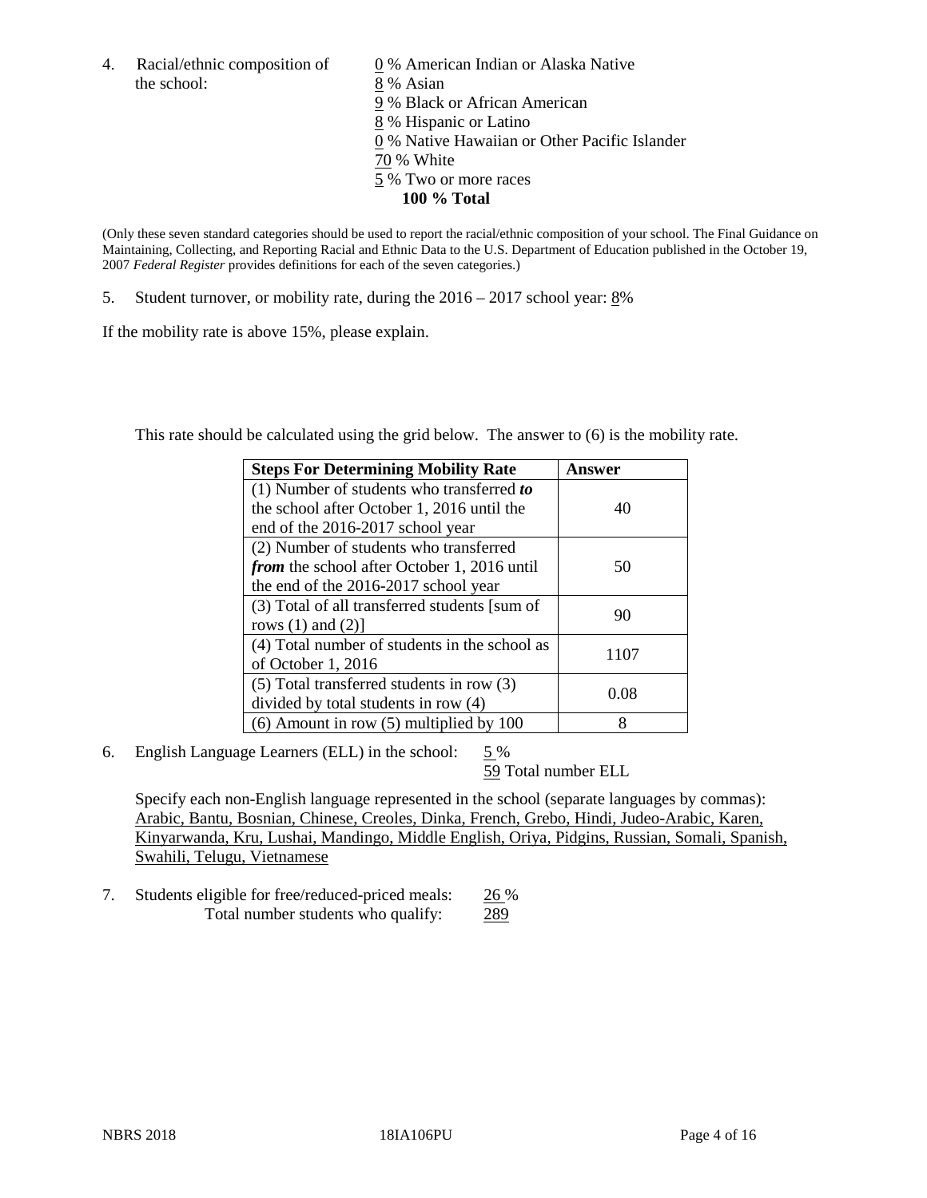4. Racial/ethnic composition of the school:

0 % American Indian or Alaska Native
8 % Asian
9 % Black or African American
8 % Hispanic or Latino
0 % Native Hawaiian or Other Pacific Islander
70 % White
5 % Two or more races
**100 % Total**

(Only these seven standard categories should be used to report the racial/ethnic composition of your school. The Final Guidance on Maintaining, Collecting, and Reporting Racial and Ethnic Data to the U.S. Department of Education published in the October 19, 2007 *Federal Register* provides definitions for each of the seven categories.)

5. Student turnover, or mobility rate, during the 2016 – 2017 school year: 8%

If the mobility rate is above 15%, please explain.

This rate should be calculated using the grid below. The answer to (6) is the mobility rate.

| **Steps For Determining Mobility Rate** | **Answer** |
|---|---|
| (1) Number of students who transferred ***to*** the school after October 1, 2016 until the end of the 2016-2017 school year | 40 |
| (2) Number of students who transferred ***from*** the school after October 1, 2016 until the end of the 2016-2017 school year | 50 |
| (3) Total of all transferred students [sum of rows (1) and (2)] | 90 |
| (4) Total number of students in the school as of October 1, 2016 | 1107 |
| (5) Total transferred students in row (3) divided by total students in row (4) | 0.08 |
| (6) Amount in row (5) multiplied by 100 | 8 |

6. English Language Learners (ELL) in the school: 5 %
59 Total number ELL

Specify each non-English language represented in the school (separate languages by commas):
Arabic, Bantu, Bosnian, Chinese, Creoles, Dinka, French, Grebo, Hindi, Judeo-Arabic, Karen, Kinyarwanda, Kru, Lushai, Mandingo, Middle English, Oriya, Pidgins, Russian, Somali, Spanish, Swahili, Telugu, Vietnamese

7. Students eligible for free/reduced-priced meals: 26 %
Total number students who qualify: 289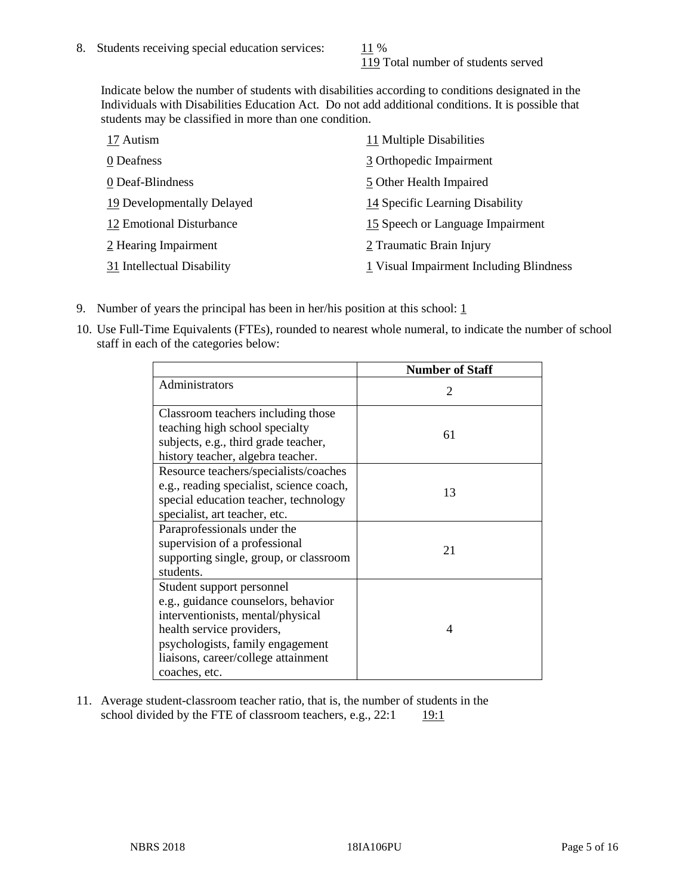8. Students receiving special education services: 11 %
119 Total number of students served

Indicate below the number of students with disabilities according to conditions designated in the Individuals with Disabilities Education Act. Do not add additional conditions. It is possible that students may be classified in more than one condition.

17 Autism
0 Deafness
0 Deaf-Blindness
19 Developmentally Delayed
12 Emotional Disturbance
2 Hearing Impairment
31 Intellectual Disability
11 Multiple Disabilities
3 Orthopedic Impairment
5 Other Health Impaired
14 Specific Learning Disability
15 Speech or Language Impairment
2 Traumatic Brain Injury
1 Visual Impairment Including Blindness

9. Number of years the principal has been in her/his position at this school: 1

10. Use Full-Time Equivalents (FTEs), rounded to nearest whole numeral, to indicate the number of school staff in each of the categories below:

| | Number of Staff |
|---|---|
| Administrators | 2 |
| Classroom teachers including those teaching high school specialty subjects, e.g., third grade teacher, history teacher, algebra teacher. | 61 |
| Resource teachers/specialists/coaches e.g., reading specialist, science coach, special education teacher, technology specialist, art teacher, etc. | 13 |
| Paraprofessionals under the supervision of a professional supporting single, group, or classroom students. | 21 |
| Student support personnel e.g., guidance counselors, behavior interventionists, mental/physical health service providers, psychologists, family engagement liaisons, career/college attainment coaches, etc. | 4 |

11. Average student-classroom teacher ratio, that is, the number of students in the school divided by the FTE of classroom teachers, e.g., 22:1 19:1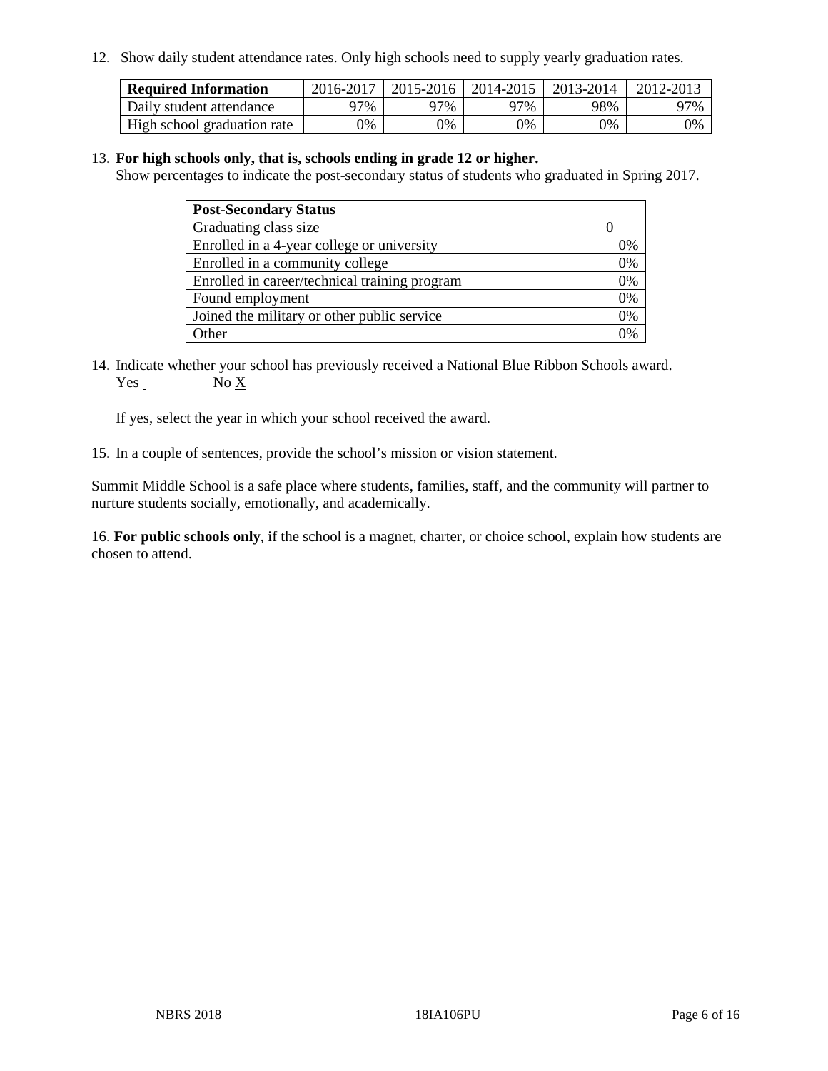12. Show daily student attendance rates. Only high schools need to supply yearly graduation rates.

| Required Information | 2016-2017 | 2015-2016 | 2014-2015 | 2013-2014 | 2012-2013 |
|---|---|---|---|---|---|
| Daily student attendance | 97% | 97% | 97% | 98% | 97% |
| High school graduation rate | 0% | 0% | 0% | 0% | 0% |

13. **For high schools only, that is, schools ending in grade 12 or higher.**
Show percentages to indicate the post-secondary status of students who graduated in Spring 2017.

| Post-Secondary Status | |
|---|---|
| Graduating class size | 0 |
| Enrolled in a 4-year college or university | 0% |
| Enrolled in a community college | 0% |
| Enrolled in career/technical training program | 0% |
| Found employment | 0% |
| Joined the military or other public service | 0% |
| Other | 0% |

14. Indicate whether your school has previously received a National Blue Ribbon Schools award.
Yes ___ No X

If yes, select the year in which your school received the award.

15. In a couple of sentences, provide the school's mission or vision statement.

Summit Middle School is a safe place where students, families, staff, and the community will partner to nurture students socially, emotionally, and academically.

16. **For public schools only**, if the school is a magnet, charter, or choice school, explain how students are chosen to attend.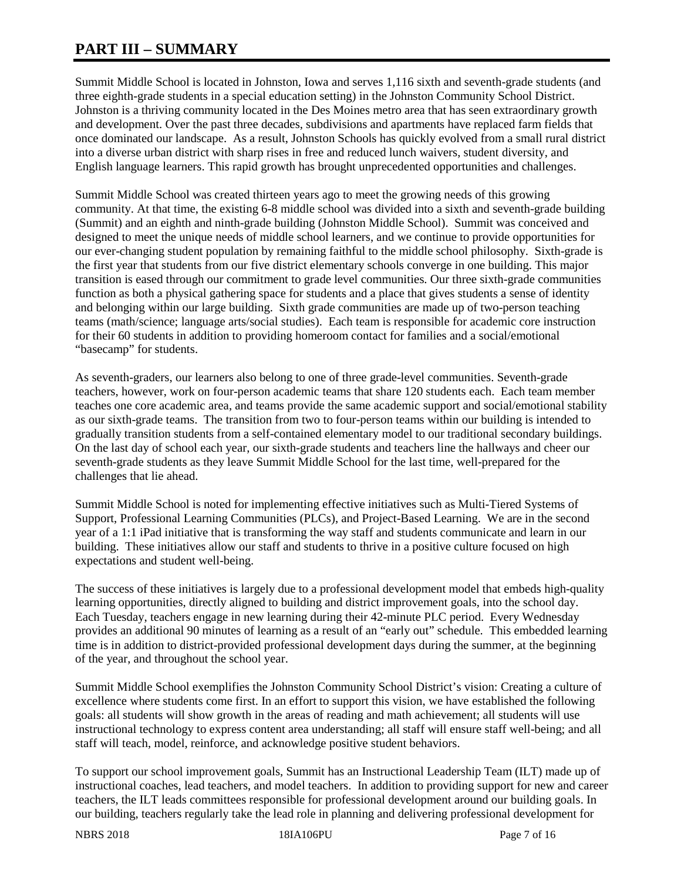# PART III – SUMMARY

Summit Middle School is located in Johnston, Iowa and serves 1,116 sixth and seventh-grade students (and three eighth-grade students in a special education setting) in the Johnston Community School District. Johnston is a thriving community located in the Des Moines metro area that has seen extraordinary growth and development. Over the past three decades, subdivisions and apartments have replaced farm fields that once dominated our landscape. As a result, Johnston Schools has quickly evolved from a small rural district into a diverse urban district with sharp rises in free and reduced lunch waivers, student diversity, and English language learners. This rapid growth has brought unprecedented opportunities and challenges.

Summit Middle School was created thirteen years ago to meet the growing needs of this growing community. At that time, the existing 6-8 middle school was divided into a sixth and seventh-grade building (Summit) and an eighth and ninth-grade building (Johnston Middle School). Summit was conceived and designed to meet the unique needs of middle school learners, and we continue to provide opportunities for our ever-changing student population by remaining faithful to the middle school philosophy. Sixth-grade is the first year that students from our five district elementary schools converge in one building. This major transition is eased through our commitment to grade level communities. Our three sixth-grade communities function as both a physical gathering space for students and a place that gives students a sense of identity and belonging within our large building. Sixth grade communities are made up of two-person teaching teams (math/science; language arts/social studies). Each team is responsible for academic core instruction for their 60 students in addition to providing homeroom contact for families and a social/emotional "basecamp" for students.

As seventh-graders, our learners also belong to one of three grade-level communities. Seventh-grade teachers, however, work on four-person academic teams that share 120 students each. Each team member teaches one core academic area, and teams provide the same academic support and social/emotional stability as our sixth-grade teams. The transition from two to four-person teams within our building is intended to gradually transition students from a self-contained elementary model to our traditional secondary buildings. On the last day of school each year, our sixth-grade students and teachers line the hallways and cheer our seventh-grade students as they leave Summit Middle School for the last time, well-prepared for the challenges that lie ahead.

Summit Middle School is noted for implementing effective initiatives such as Multi-Tiered Systems of Support, Professional Learning Communities (PLCs), and Project-Based Learning. We are in the second year of a 1:1 iPad initiative that is transforming the way staff and students communicate and learn in our building. These initiatives allow our staff and students to thrive in a positive culture focused on high expectations and student well-being.

The success of these initiatives is largely due to a professional development model that embeds high-quality learning opportunities, directly aligned to building and district improvement goals, into the school day. Each Tuesday, teachers engage in new learning during their 42-minute PLC period. Every Wednesday provides an additional 90 minutes of learning as a result of an "early out" schedule. This embedded learning time is in addition to district-provided professional development days during the summer, at the beginning of the year, and throughout the school year.

Summit Middle School exemplifies the Johnston Community School District's vision: Creating a culture of excellence where students come first. In an effort to support this vision, we have established the following goals: all students will show growth in the areas of reading and math achievement; all students will use instructional technology to express content area understanding; all staff will ensure staff well-being; and all staff will teach, model, reinforce, and acknowledge positive student behaviors.

To support our school improvement goals, Summit has an Instructional Leadership Team (ILT) made up of instructional coaches, lead teachers, and model teachers. In addition to providing support for new and career teachers, the ILT leads committees responsible for professional development around our building goals. In our building, teachers regularly take the lead role in planning and delivering professional development for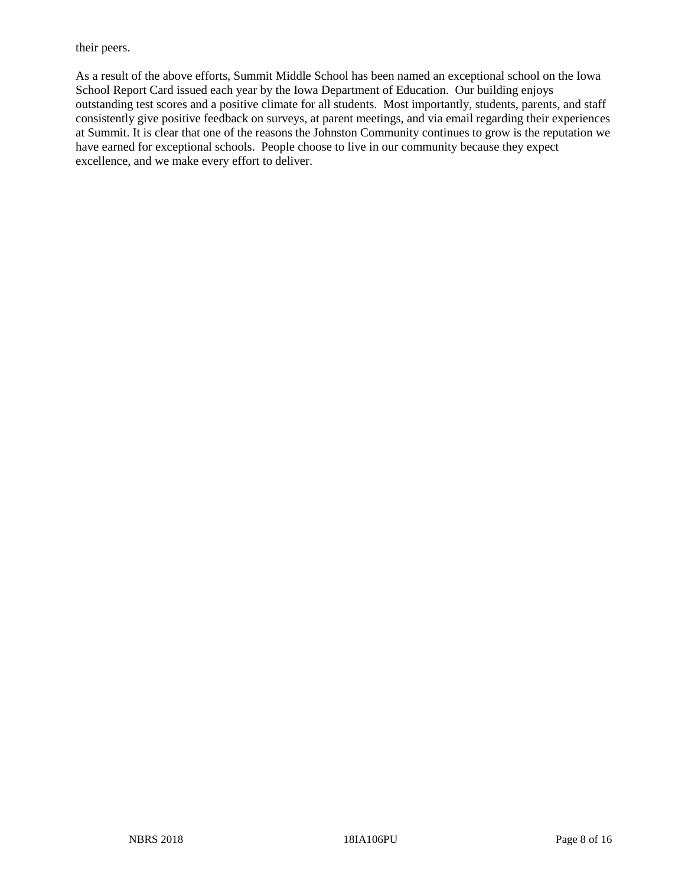their peers.

As a result of the above efforts, Summit Middle School has been named an exceptional school on the Iowa School Report Card issued each year by the Iowa Department of Education. Our building enjoys outstanding test scores and a positive climate for all students. Most importantly, students, parents, and staff consistently give positive feedback on surveys, at parent meetings, and via email regarding their experiences at Summit. It is clear that one of the reasons the Johnston Community continues to grow is the reputation we have earned for exceptional schools. People choose to live in our community because they expect excellence, and we make every effort to deliver.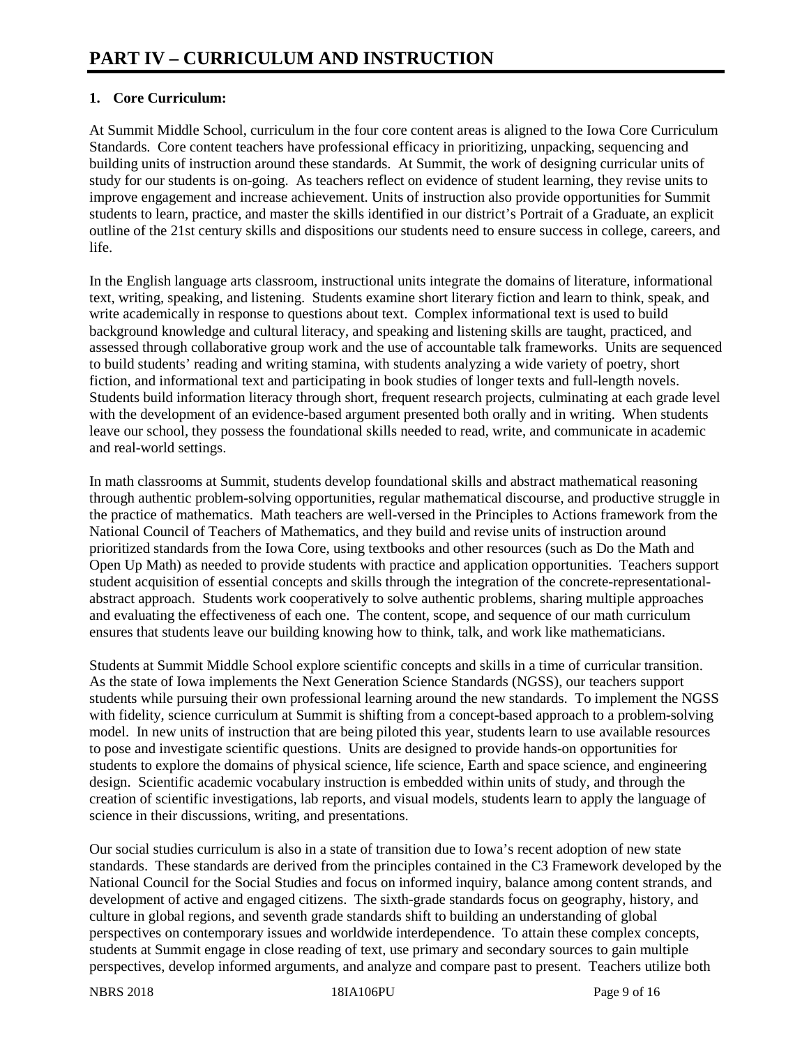# PART IV – CURRICULUM AND INSTRUCTION

**1. Core Curriculum:**

At Summit Middle School, curriculum in the four core content areas is aligned to the Iowa Core Curriculum Standards. Core content teachers have professional efficacy in prioritizing, unpacking, sequencing and building units of instruction around these standards. At Summit, the work of designing curricular units of study for our students is on-going. As teachers reflect on evidence of student learning, they revise units to improve engagement and increase achievement. Units of instruction also provide opportunities for Summit students to learn, practice, and master the skills identified in our district's Portrait of a Graduate, an explicit outline of the 21st century skills and dispositions our students need to ensure success in college, careers, and life.

In the English language arts classroom, instructional units integrate the domains of literature, informational text, writing, speaking, and listening. Students examine short literary fiction and learn to think, speak, and write academically in response to questions about text. Complex informational text is used to build background knowledge and cultural literacy, and speaking and listening skills are taught, practiced, and assessed through collaborative group work and the use of accountable talk frameworks. Units are sequenced to build students' reading and writing stamina, with students analyzing a wide variety of poetry, short fiction, and informational text and participating in book studies of longer texts and full-length novels. Students build information literacy through short, frequent research projects, culminating at each grade level with the development of an evidence-based argument presented both orally and in writing. When students leave our school, they possess the foundational skills needed to read, write, and communicate in academic and real-world settings.

In math classrooms at Summit, students develop foundational skills and abstract mathematical reasoning through authentic problem-solving opportunities, regular mathematical discourse, and productive struggle in the practice of mathematics. Math teachers are well-versed in the Principles to Actions framework from the National Council of Teachers of Mathematics, and they build and revise units of instruction around prioritized standards from the Iowa Core, using textbooks and other resources (such as Do the Math and Open Up Math) as needed to provide students with practice and application opportunities. Teachers support student acquisition of essential concepts and skills through the integration of the concrete-representational-abstract approach. Students work cooperatively to solve authentic problems, sharing multiple approaches and evaluating the effectiveness of each one. The content, scope, and sequence of our math curriculum ensures that students leave our building knowing how to think, talk, and work like mathematicians.

Students at Summit Middle School explore scientific concepts and skills in a time of curricular transition. As the state of Iowa implements the Next Generation Science Standards (NGSS), our teachers support students while pursuing their own professional learning around the new standards. To implement the NGSS with fidelity, science curriculum at Summit is shifting from a concept-based approach to a problem-solving model. In new units of instruction that are being piloted this year, students learn to use available resources to pose and investigate scientific questions. Units are designed to provide hands-on opportunities for students to explore the domains of physical science, life science, Earth and space science, and engineering design. Scientific academic vocabulary instruction is embedded within units of study, and through the creation of scientific investigations, lab reports, and visual models, students learn to apply the language of science in their discussions, writing, and presentations.

Our social studies curriculum is also in a state of transition due to Iowa's recent adoption of new state standards. These standards are derived from the principles contained in the C3 Framework developed by the National Council for the Social Studies and focus on informed inquiry, balance among content strands, and development of active and engaged citizens. The sixth-grade standards focus on geography, history, and culture in global regions, and seventh grade standards shift to building an understanding of global perspectives on contemporary issues and worldwide interdependence. To attain these complex concepts, students at Summit engage in close reading of text, use primary and secondary sources to gain multiple perspectives, develop informed arguments, and analyze and compare past to present. Teachers utilize both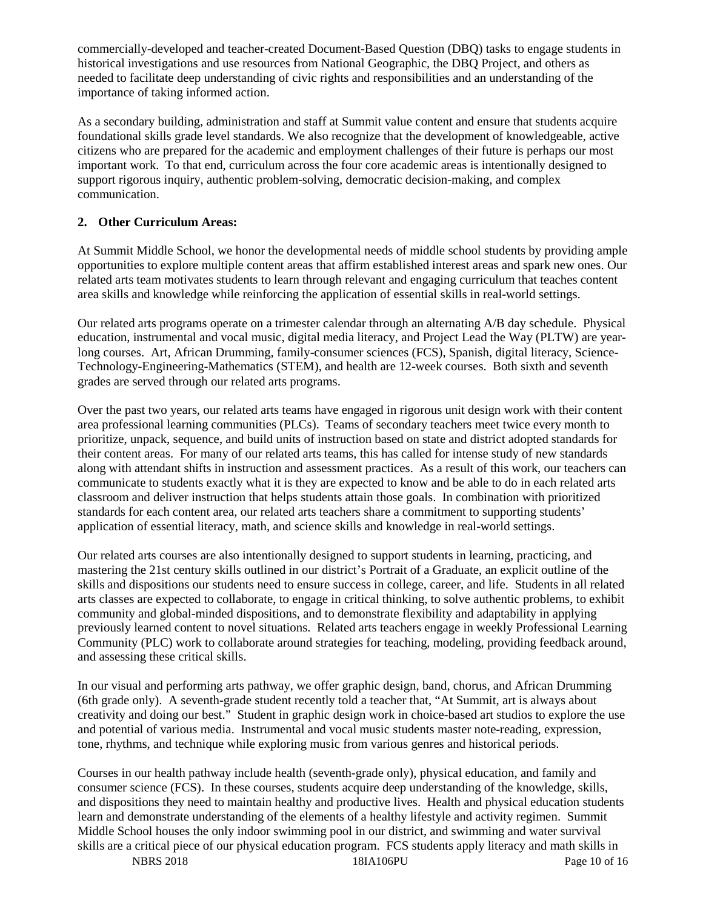commercially-developed and teacher-created Document-Based Question (DBQ) tasks to engage students in historical investigations and use resources from National Geographic, the DBQ Project, and others as needed to facilitate deep understanding of civic rights and responsibilities and an understanding of the importance of taking informed action.

As a secondary building, administration and staff at Summit value content and ensure that students acquire foundational skills grade level standards. We also recognize that the development of knowledgeable, active citizens who are prepared for the academic and employment challenges of their future is perhaps our most important work. To that end, curriculum across the four core academic areas is intentionally designed to support rigorous inquiry, authentic problem-solving, democratic decision-making, and complex communication.

**2. Other Curriculum Areas:**

At Summit Middle School, we honor the developmental needs of middle school students by providing ample opportunities to explore multiple content areas that affirm established interest areas and spark new ones. Our related arts team motivates students to learn through relevant and engaging curriculum that teaches content area skills and knowledge while reinforcing the application of essential skills in real-world settings.

Our related arts programs operate on a trimester calendar through an alternating A/B day schedule. Physical education, instrumental and vocal music, digital media literacy, and Project Lead the Way (PLTW) are year-long courses. Art, African Drumming, family-consumer sciences (FCS), Spanish, digital literacy, Science-Technology-Engineering-Mathematics (STEM), and health are 12-week courses. Both sixth and seventh grades are served through our related arts programs.

Over the past two years, our related arts teams have engaged in rigorous unit design work with their content area professional learning communities (PLCs). Teams of secondary teachers meet twice every month to prioritize, unpack, sequence, and build units of instruction based on state and district adopted standards for their content areas. For many of our related arts teams, this has called for intense study of new standards along with attendant shifts in instruction and assessment practices. As a result of this work, our teachers can communicate to students exactly what it is they are expected to know and be able to do in each related arts classroom and deliver instruction that helps students attain those goals. In combination with prioritized standards for each content area, our related arts teachers share a commitment to supporting students' application of essential literacy, math, and science skills and knowledge in real-world settings.

Our related arts courses are also intentionally designed to support students in learning, practicing, and mastering the 21st century skills outlined in our district's Portrait of a Graduate, an explicit outline of the skills and dispositions our students need to ensure success in college, career, and life. Students in all related arts classes are expected to collaborate, to engage in critical thinking, to solve authentic problems, to exhibit community and global-minded dispositions, and to demonstrate flexibility and adaptability in applying previously learned content to novel situations. Related arts teachers engage in weekly Professional Learning Community (PLC) work to collaborate around strategies for teaching, modeling, providing feedback around, and assessing these critical skills.

In our visual and performing arts pathway, we offer graphic design, band, chorus, and African Drumming (6th grade only). A seventh-grade student recently told a teacher that, "At Summit, art is always about creativity and doing our best." Student in graphic design work in choice-based art studios to explore the use and potential of various media. Instrumental and vocal music students master note-reading, expression, tone, rhythms, and technique while exploring music from various genres and historical periods.

Courses in our health pathway include health (seventh-grade only), physical education, and family and consumer science (FCS). In these courses, students acquire deep understanding of the knowledge, skills, and dispositions they need to maintain healthy and productive lives. Health and physical education students learn and demonstrate understanding of the elements of a healthy lifestyle and activity regimen. Summit Middle School houses the only indoor swimming pool in our district, and swimming and water survival skills are a critical piece of our physical education program. FCS students apply literacy and math skills in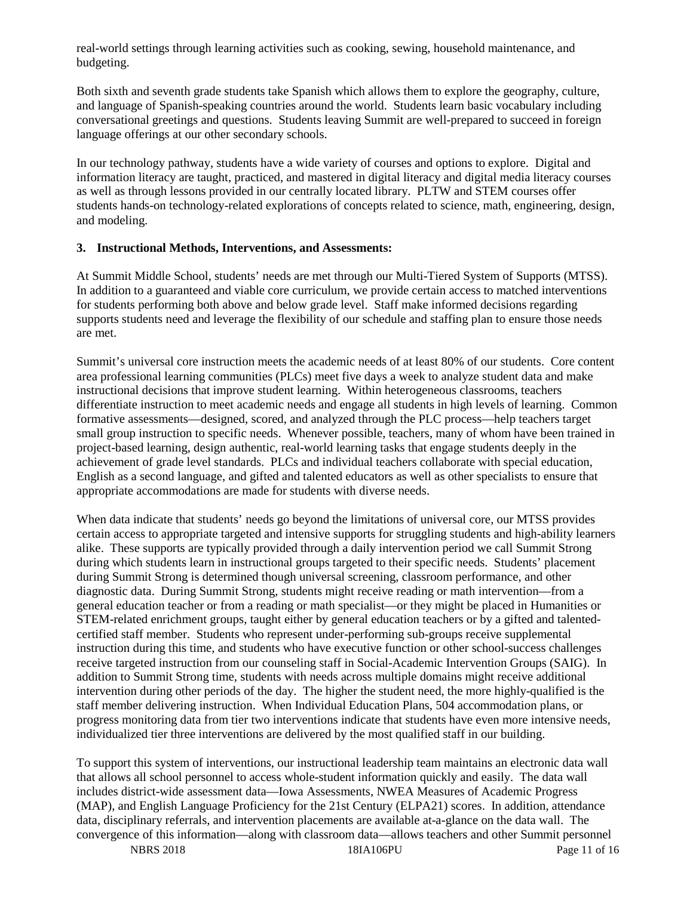real-world settings through learning activities such as cooking, sewing, household maintenance, and budgeting.

Both sixth and seventh grade students take Spanish which allows them to explore the geography, culture, and language of Spanish-speaking countries around the world. Students learn basic vocabulary including conversational greetings and questions. Students leaving Summit are well-prepared to succeed in foreign language offerings at our other secondary schools.

In our technology pathway, students have a wide variety of courses and options to explore. Digital and information literacy are taught, practiced, and mastered in digital literacy and digital media literacy courses as well as through lessons provided in our centrally located library. PLTW and STEM courses offer students hands-on technology-related explorations of concepts related to science, math, engineering, design, and modeling.

**3. Instructional Methods, Interventions, and Assessments:**

At Summit Middle School, students' needs are met through our Multi-Tiered System of Supports (MTSS). In addition to a guaranteed and viable core curriculum, we provide certain access to matched interventions for students performing both above and below grade level. Staff make informed decisions regarding supports students need and leverage the flexibility of our schedule and staffing plan to ensure those needs are met.

Summit's universal core instruction meets the academic needs of at least 80% of our students. Core content area professional learning communities (PLCs) meet five days a week to analyze student data and make instructional decisions that improve student learning. Within heterogeneous classrooms, teachers differentiate instruction to meet academic needs and engage all students in high levels of learning. Common formative assessments—designed, scored, and analyzed through the PLC process—help teachers target small group instruction to specific needs. Whenever possible, teachers, many of whom have been trained in project-based learning, design authentic, real-world learning tasks that engage students deeply in the achievement of grade level standards. PLCs and individual teachers collaborate with special education, English as a second language, and gifted and talented educators as well as other specialists to ensure that appropriate accommodations are made for students with diverse needs.

When data indicate that students' needs go beyond the limitations of universal core, our MTSS provides certain access to appropriate targeted and intensive supports for struggling students and high-ability learners alike. These supports are typically provided through a daily intervention period we call Summit Strong during which students learn in instructional groups targeted to their specific needs. Students' placement during Summit Strong is determined though universal screening, classroom performance, and other diagnostic data. During Summit Strong, students might receive reading or math intervention—from a general education teacher or from a reading or math specialist—or they might be placed in Humanities or STEM-related enrichment groups, taught either by general education teachers or by a gifted and talented-certified staff member. Students who represent under-performing sub-groups receive supplemental instruction during this time, and students who have executive function or other school-success challenges receive targeted instruction from our counseling staff in Social-Academic Intervention Groups (SAIG). In addition to Summit Strong time, students with needs across multiple domains might receive additional intervention during other periods of the day. The higher the student need, the more highly-qualified is the staff member delivering instruction. When Individual Education Plans, 504 accommodation plans, or progress monitoring data from tier two interventions indicate that students have even more intensive needs, individualized tier three interventions are delivered by the most qualified staff in our building.

To support this system of interventions, our instructional leadership team maintains an electronic data wall that allows all school personnel to access whole-student information quickly and easily. The data wall includes district-wide assessment data—Iowa Assessments, NWEA Measures of Academic Progress (MAP), and English Language Proficiency for the 21st Century (ELPA21) scores. In addition, attendance data, disciplinary referrals, and intervention placements are available at-a-glance on the data wall. The convergence of this information—along with classroom data—allows teachers and other Summit personnel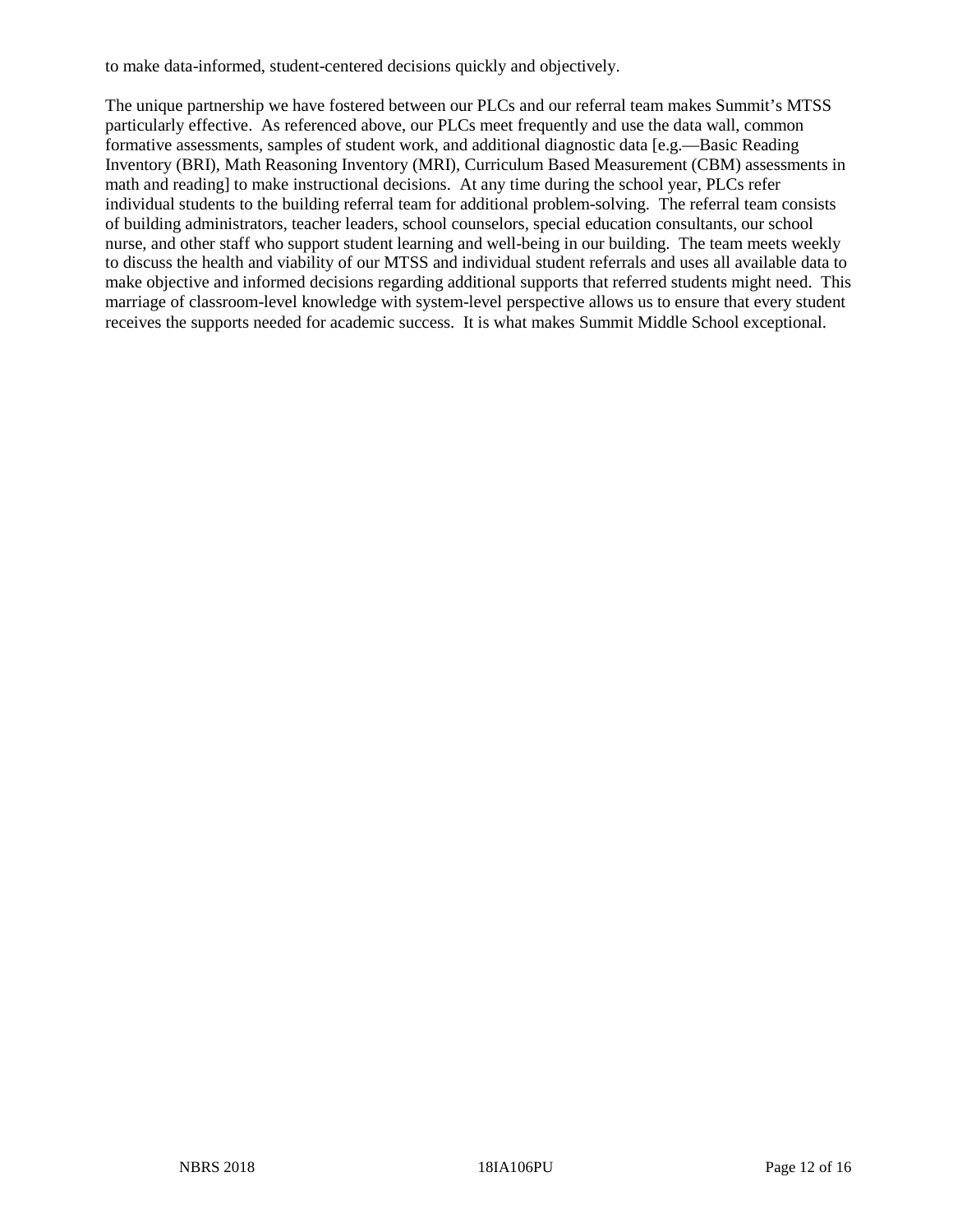to make data-informed, student-centered decisions quickly and objectively.

The unique partnership we have fostered between our PLCs and our referral team makes Summit's MTSS particularly effective. As referenced above, our PLCs meet frequently and use the data wall, common formative assessments, samples of student work, and additional diagnostic data [e.g.—Basic Reading Inventory (BRI), Math Reasoning Inventory (MRI), Curriculum Based Measurement (CBM) assessments in math and reading] to make instructional decisions. At any time during the school year, PLCs refer individual students to the building referral team for additional problem-solving. The referral team consists of building administrators, teacher leaders, school counselors, special education consultants, our school nurse, and other staff who support student learning and well-being in our building. The team meets weekly to discuss the health and viability of our MTSS and individual student referrals and uses all available data to make objective and informed decisions regarding additional supports that referred students might need. This marriage of classroom-level knowledge with system-level perspective allows us to ensure that every student receives the supports needed for academic success. It is what makes Summit Middle School exceptional.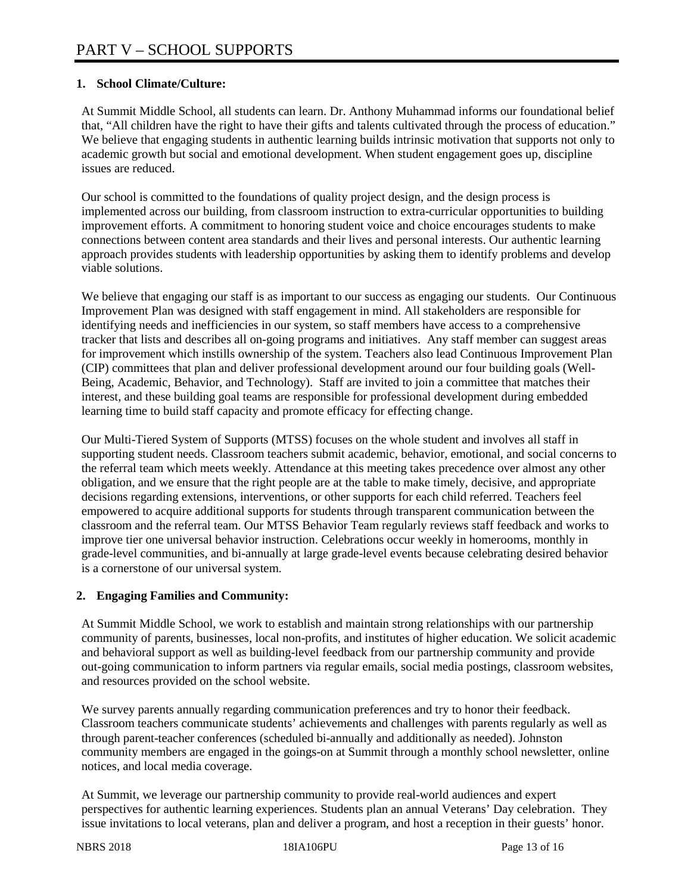# PART V – SCHOOL SUPPORTS

## 1. School Climate/Culture:

At Summit Middle School, all students can learn. Dr. Anthony Muhammad informs our foundational belief that, "All children have the right to have their gifts and talents cultivated through the process of education." We believe that engaging students in authentic learning builds intrinsic motivation that supports not only to academic growth but social and emotional development. When student engagement goes up, discipline issues are reduced.

Our school is committed to the foundations of quality project design, and the design process is implemented across our building, from classroom instruction to extra-curricular opportunities to building improvement efforts. A commitment to honoring student voice and choice encourages students to make connections between content area standards and their lives and personal interests. Our authentic learning approach provides students with leadership opportunities by asking them to identify problems and develop viable solutions.

We believe that engaging our staff is as important to our success as engaging our students. Our Continuous Improvement Plan was designed with staff engagement in mind. All stakeholders are responsible for identifying needs and inefficiencies in our system, so staff members have access to a comprehensive tracker that lists and describes all on-going programs and initiatives. Any staff member can suggest areas for improvement which instills ownership of the system. Teachers also lead Continuous Improvement Plan (CIP) committees that plan and deliver professional development around our four building goals (Well-Being, Academic, Behavior, and Technology). Staff are invited to join a committee that matches their interest, and these building goal teams are responsible for professional development during embedded learning time to build staff capacity and promote efficacy for effecting change.

Our Multi-Tiered System of Supports (MTSS) focuses on the whole student and involves all staff in supporting student needs. Classroom teachers submit academic, behavior, emotional, and social concerns to the referral team which meets weekly. Attendance at this meeting takes precedence over almost any other obligation, and we ensure that the right people are at the table to make timely, decisive, and appropriate decisions regarding extensions, interventions, or other supports for each child referred. Teachers feel empowered to acquire additional supports for students through transparent communication between the classroom and the referral team. Our MTSS Behavior Team regularly reviews staff feedback and works to improve tier one universal behavior instruction. Celebrations occur weekly in homerooms, monthly in grade-level communities, and bi-annually at large grade-level events because celebrating desired behavior is a cornerstone of our universal system.

## 2. Engaging Families and Community:

At Summit Middle School, we work to establish and maintain strong relationships with our partnership community of parents, businesses, local non-profits, and institutes of higher education. We solicit academic and behavioral support as well as building-level feedback from our partnership community and provide out-going communication to inform partners via regular emails, social media postings, classroom websites, and resources provided on the school website.

We survey parents annually regarding communication preferences and try to honor their feedback. Classroom teachers communicate students' achievements and challenges with parents regularly as well as through parent-teacher conferences (scheduled bi-annually and additionally as needed). Johnston community members are engaged in the goings-on at Summit through a monthly school newsletter, online notices, and local media coverage.

At Summit, we leverage our partnership community to provide real-world audiences and expert perspectives for authentic learning experiences. Students plan an annual Veterans' Day celebration. They issue invitations to local veterans, plan and deliver a program, and host a reception in their guests' honor.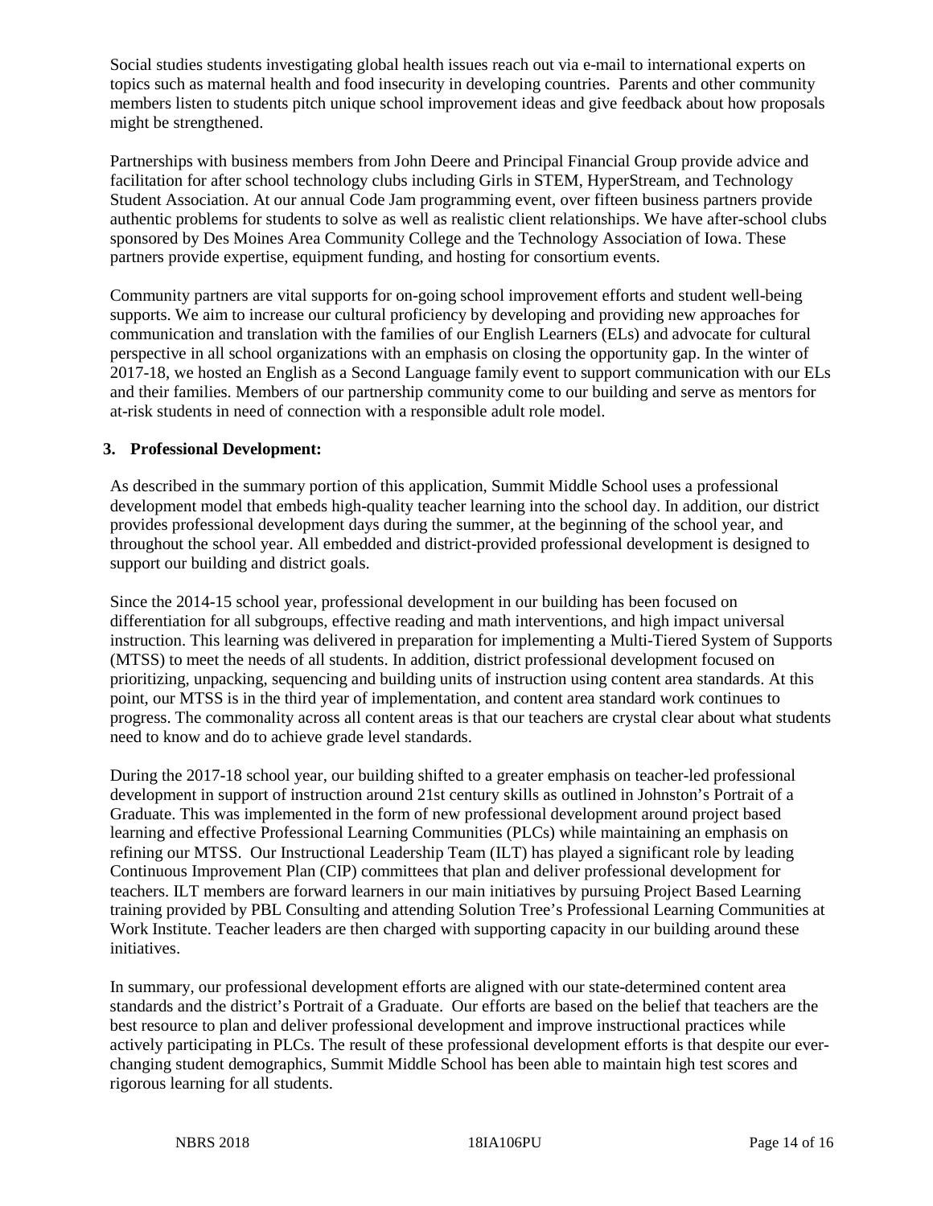Social studies students investigating global health issues reach out via e-mail to international experts on topics such as maternal health and food insecurity in developing countries. Parents and other community members listen to students pitch unique school improvement ideas and give feedback about how proposals might be strengthened.

Partnerships with business members from John Deere and Principal Financial Group provide advice and facilitation for after school technology clubs including Girls in STEM, HyperStream, and Technology Student Association. At our annual Code Jam programming event, over fifteen business partners provide authentic problems for students to solve as well as realistic client relationships. We have after-school clubs sponsored by Des Moines Area Community College and the Technology Association of Iowa. These partners provide expertise, equipment funding, and hosting for consortium events.

Community partners are vital supports for on-going school improvement efforts and student well-being supports. We aim to increase our cultural proficiency by developing and providing new approaches for communication and translation with the families of our English Learners (ELs) and advocate for cultural perspective in all school organizations with an emphasis on closing the opportunity gap. In the winter of 2017-18, we hosted an English as a Second Language family event to support communication with our ELs and their families. Members of our partnership community come to our building and serve as mentors for at-risk students in need of connection with a responsible adult role model.

**3. Professional Development:**

As described in the summary portion of this application, Summit Middle School uses a professional development model that embeds high-quality teacher learning into the school day. In addition, our district provides professional development days during the summer, at the beginning of the school year, and throughout the school year. All embedded and district-provided professional development is designed to support our building and district goals.

Since the 2014-15 school year, professional development in our building has been focused on differentiation for all subgroups, effective reading and math interventions, and high impact universal instruction. This learning was delivered in preparation for implementing a Multi-Tiered System of Supports (MTSS) to meet the needs of all students. In addition, district professional development focused on prioritizing, unpacking, sequencing and building units of instruction using content area standards. At this point, our MTSS is in the third year of implementation, and content area standard work continues to progress. The commonality across all content areas is that our teachers are crystal clear about what students need to know and do to achieve grade level standards.

During the 2017-18 school year, our building shifted to a greater emphasis on teacher-led professional development in support of instruction around 21st century skills as outlined in Johnston's Portrait of a Graduate. This was implemented in the form of new professional development around project based learning and effective Professional Learning Communities (PLCs) while maintaining an emphasis on refining our MTSS. Our Instructional Leadership Team (ILT) has played a significant role by leading Continuous Improvement Plan (CIP) committees that plan and deliver professional development for teachers. ILT members are forward learners in our main initiatives by pursuing Project Based Learning training provided by PBL Consulting and attending Solution Tree's Professional Learning Communities at Work Institute. Teacher leaders are then charged with supporting capacity in our building around these initiatives.

In summary, our professional development efforts are aligned with our state-determined content area standards and the district's Portrait of a Graduate. Our efforts are based on the belief that teachers are the best resource to plan and deliver professional development and improve instructional practices while actively participating in PLCs. The result of these professional development efforts is that despite our ever-changing student demographics, Summit Middle School has been able to maintain high test scores and rigorous learning for all students.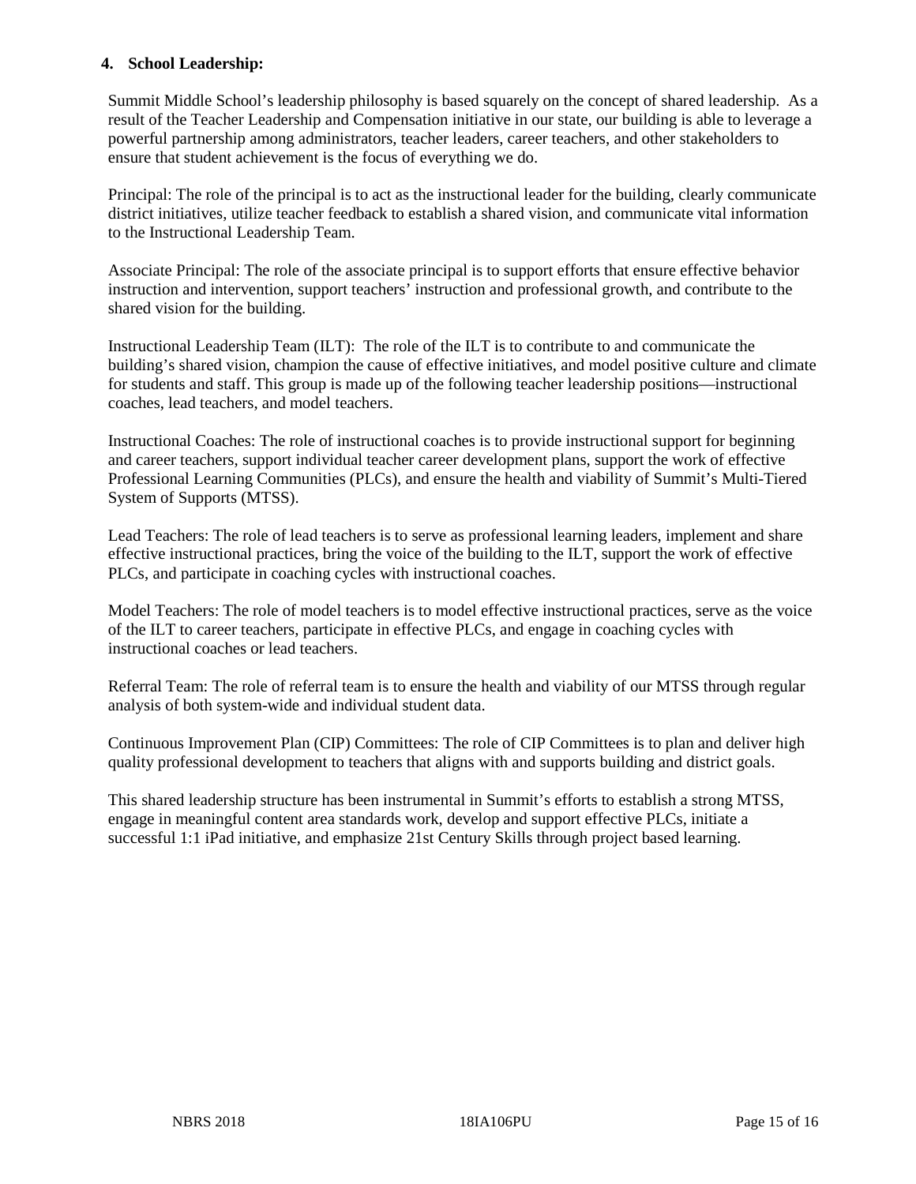### 4. School Leadership:

Summit Middle School's leadership philosophy is based squarely on the concept of shared leadership. As a result of the Teacher Leadership and Compensation initiative in our state, our building is able to leverage a powerful partnership among administrators, teacher leaders, career teachers, and other stakeholders to ensure that student achievement is the focus of everything we do.

Principal: The role of the principal is to act as the instructional leader for the building, clearly communicate district initiatives, utilize teacher feedback to establish a shared vision, and communicate vital information to the Instructional Leadership Team.

Associate Principal: The role of the associate principal is to support efforts that ensure effective behavior instruction and intervention, support teachers' instruction and professional growth, and contribute to the shared vision for the building.

Instructional Leadership Team (ILT): The role of the ILT is to contribute to and communicate the building's shared vision, champion the cause of effective initiatives, and model positive culture and climate for students and staff. This group is made up of the following teacher leadership positions—instructional coaches, lead teachers, and model teachers.

Instructional Coaches: The role of instructional coaches is to provide instructional support for beginning and career teachers, support individual teacher career development plans, support the work of effective Professional Learning Communities (PLCs), and ensure the health and viability of Summit's Multi-Tiered System of Supports (MTSS).

Lead Teachers: The role of lead teachers is to serve as professional learning leaders, implement and share effective instructional practices, bring the voice of the building to the ILT, support the work of effective PLCs, and participate in coaching cycles with instructional coaches.

Model Teachers: The role of model teachers is to model effective instructional practices, serve as the voice of the ILT to career teachers, participate in effective PLCs, and engage in coaching cycles with instructional coaches or lead teachers.

Referral Team: The role of referral team is to ensure the health and viability of our MTSS through regular analysis of both system-wide and individual student data.

Continuous Improvement Plan (CIP) Committees: The role of CIP Committees is to plan and deliver high quality professional development to teachers that aligns with and supports building and district goals.

This shared leadership structure has been instrumental in Summit's efforts to establish a strong MTSS, engage in meaningful content area standards work, develop and support effective PLCs, initiate a successful 1:1 iPad initiative, and emphasize 21st Century Skills through project based learning.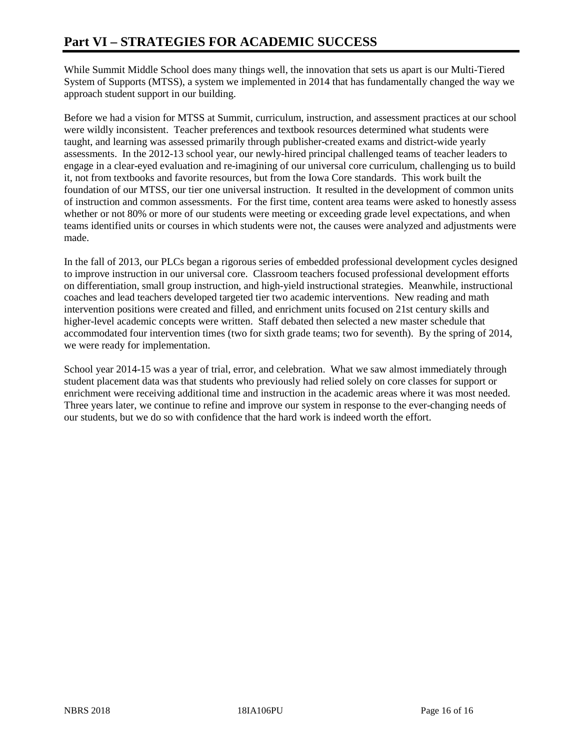# Part VI – STRATEGIES FOR ACADEMIC SUCCESS

While Summit Middle School does many things well, the innovation that sets us apart is our Multi-Tiered System of Supports (MTSS), a system we implemented in 2014 that has fundamentally changed the way we approach student support in our building.

Before we had a vision for MTSS at Summit, curriculum, instruction, and assessment practices at our school were wildly inconsistent. Teacher preferences and textbook resources determined what students were taught, and learning was assessed primarily through publisher-created exams and district-wide yearly assessments. In the 2012-13 school year, our newly-hired principal challenged teams of teacher leaders to engage in a clear-eyed evaluation and re-imagining of our universal core curriculum, challenging us to build it, not from textbooks and favorite resources, but from the Iowa Core standards. This work built the foundation of our MTSS, our tier one universal instruction. It resulted in the development of common units of instruction and common assessments. For the first time, content area teams were asked to honestly assess whether or not 80% or more of our students were meeting or exceeding grade level expectations, and when teams identified units or courses in which students were not, the causes were analyzed and adjustments were made.

In the fall of 2013, our PLCs began a rigorous series of embedded professional development cycles designed to improve instruction in our universal core. Classroom teachers focused professional development efforts on differentiation, small group instruction, and high-yield instructional strategies. Meanwhile, instructional coaches and lead teachers developed targeted tier two academic interventions. New reading and math intervention positions were created and filled, and enrichment units focused on 21st century skills and higher-level academic concepts were written. Staff debated then selected a new master schedule that accommodated four intervention times (two for sixth grade teams; two for seventh). By the spring of 2014, we were ready for implementation.

School year 2014-15 was a year of trial, error, and celebration. What we saw almost immediately through student placement data was that students who previously had relied solely on core classes for support or enrichment were receiving additional time and instruction in the academic areas where it was most needed. Three years later, we continue to refine and improve our system in response to the ever-changing needs of our students, but we do so with confidence that the hard work is indeed worth the effort.